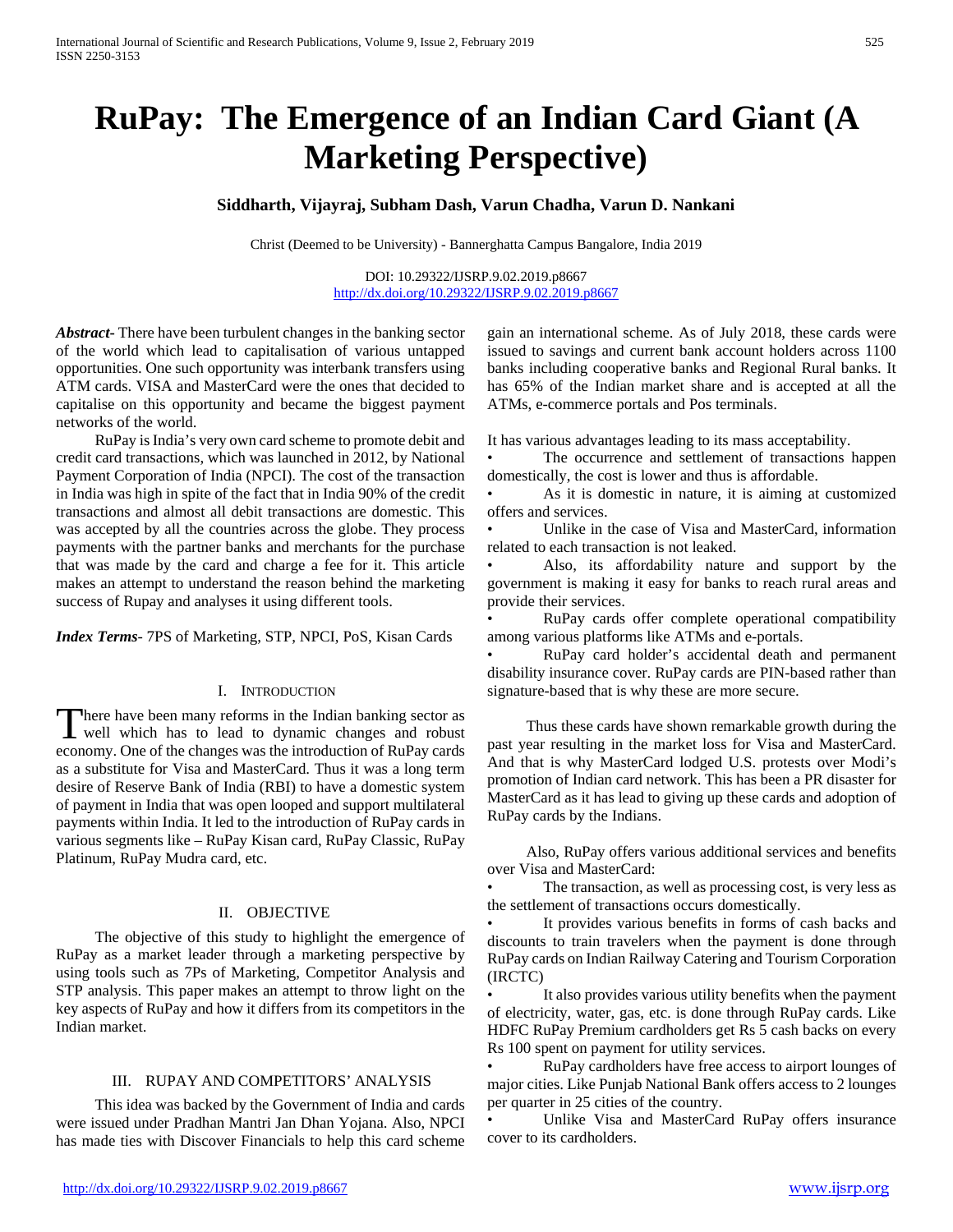# RuPay: The Emergence of an Indian Card Giant (A Marketing Perspective)

**Siddharth, Vijayraj, Subham Dash, Varun Chadha, Varun D. Nankani**

Christ (Deemed to be University) - Bannerghatta Campus Bangalore, India 2019

DOI: 10.29322/IJSRP.9.02.2019.p8667
http://dx.doi.org/10.29322/IJSRP.9.02.2019.p8667

***Abstract***- There have been turbulent changes in the banking sector of the world which lead to capitalisation of various untapped opportunities. One such opportunity was interbank transfers using ATM cards. VISA and MasterCard were the ones that decided to capitalise on this opportunity and became the biggest payment networks of the world.

RuPay is India's very own card scheme to promote debit and credit card transactions, which was launched in 2012, by National Payment Corporation of India (NPCI). The cost of the transaction in India was high in spite of the fact that in India 90% of the credit transactions and almost all debit transactions are domestic. This was accepted by all the countries across the globe. They process payments with the partner banks and merchants for the purchase that was made by the card and charge a fee for it. This article makes an attempt to understand the reason behind the marketing success of Rupay and analyses it using different tools.

***Index Terms***- 7PS of Marketing, STP, NPCI, PoS, Kisan Cards

## I. Introduction

There have been many reforms in the Indian banking sector as well which has to lead to dynamic changes and robust economy. One of the changes was the introduction of RuPay cards as a substitute for Visa and MasterCard. Thus it was a long term desire of Reserve Bank of India (RBI) to have a domestic system of payment in India that was open looped and support multilateral payments within India. It led to the introduction of RuPay cards in various segments like – RuPay Kisan card, RuPay Classic, RuPay Platinum, RuPay Mudra card, etc.

## II. Objective

The objective of this study to highlight the emergence of RuPay as a market leader through a marketing perspective by using tools such as 7Ps of Marketing, Competitor Analysis and STP analysis. This paper makes an attempt to throw light on the key aspects of RuPay and how it differs from its competitors in the Indian market.

## III. RuPay and Competitors' Analysis

This idea was backed by the Government of India and cards were issued under Pradhan Mantri Jan Dhan Yojana. Also, NPCI has made ties with Discover Financials to help this card scheme gain an international scheme. As of July 2018, these cards were issued to savings and current bank account holders across 1100 banks including cooperative banks and Regional Rural banks. It has 65% of the Indian market share and is accepted at all the ATMs, e-commerce portals and Pos terminals.

It has various advantages leading to its mass acceptability.

- The occurrence and settlement of transactions happen domestically, the cost is lower and thus is affordable.
- As it is domestic in nature, it is aiming at customized offers and services.
- Unlike in the case of Visa and MasterCard, information related to each transaction is not leaked.
- Also, its affordability nature and support by the government is making it easy for banks to reach rural areas and provide their services.
- RuPay cards offer complete operational compatibility among various platforms like ATMs and e-portals.
- RuPay card holder's accidental death and permanent disability insurance cover. RuPay cards are PIN-based rather than signature-based that is why these are more secure.

Thus these cards have shown remarkable growth during the past year resulting in the market loss for Visa and MasterCard. And that is why MasterCard lodged U.S. protests over Modi's promotion of Indian card network. This has been a PR disaster for MasterCard as it has lead to giving up these cards and adoption of RuPay cards by the Indians.

Also, RuPay offers various additional services and benefits over Visa and MasterCard:

- The transaction, as well as processing cost, is very less as the settlement of transactions occurs domestically.
- It provides various benefits in forms of cash backs and discounts to train travelers when the payment is done through RuPay cards on Indian Railway Catering and Tourism Corporation (IRCTC)
- It also provides various utility benefits when the payment of electricity, water, gas, etc. is done through RuPay cards. Like HDFC RuPay Premium cardholders get Rs 5 cash backs on every Rs 100 spent on payment for utility services.
- RuPay cardholders have free access to airport lounges of major cities. Like Punjab National Bank offers access to 2 lounges per quarter in 25 cities of the country.
- Unlike Visa and MasterCard RuPay offers insurance cover to its cardholders.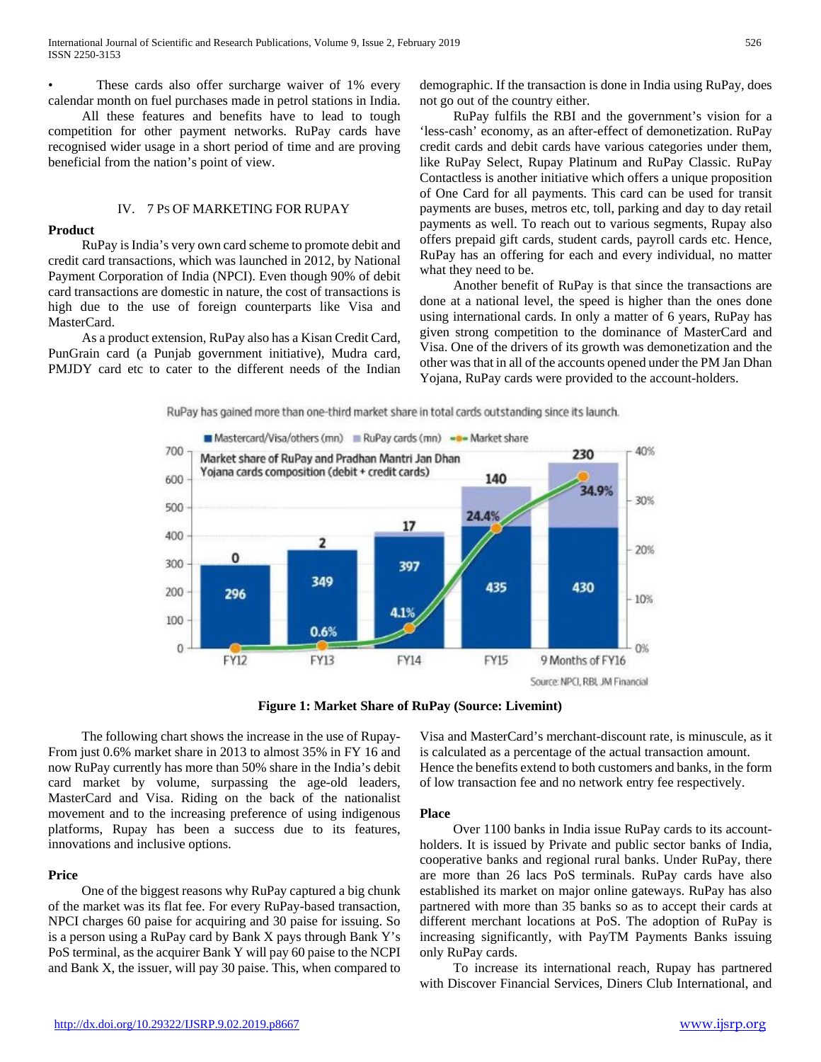- These cards also offer surcharge waiver of 1% every calendar month on fuel purchases made in petrol stations in India.

All these features and benefits have to lead to tough competition for other payment networks. RuPay cards have recognised wider usage in a short period of time and are proving beneficial from the nation's point of view.

## IV. 7 Ps of Marketing for RuPay

### Product

RuPay is India's very own card scheme to promote debit and credit card transactions, which was launched in 2012, by National Payment Corporation of India (NPCI). Even though 90% of debit card transactions are domestic in nature, the cost of transactions is high due to the use of foreign counterparts like Visa and MasterCard.

As a product extension, RuPay also has a Kisan Credit Card, PunGrain card (a Punjab government initiative), Mudra card, PMJDY card etc to cater to the different needs of the Indian demographic. If the transaction is done in India using RuPay, does not go out of the country either.

RuPay fulfils the RBI and the government's vision for a 'less-cash' economy, as an after-effect of demonetization. RuPay credit cards and debit cards have various categories under them, like RuPay Select, Rupay Platinum and RuPay Classic. RuPay Contactless is another initiative which offers a unique proposition of One Card for all payments. This card can be used for transit payments are buses, metros etc, toll, parking and day to day retail payments as well. To reach out to various segments, Rupay also offers prepaid gift cards, student cards, payroll cards etc. Hence, RuPay has an offering for each and every individual, no matter what they need to be.

Another benefit of RuPay is that since the transactions are done at a national level, the speed is higher than the ones done using international cards. In only a matter of 6 years, RuPay has given strong competition to the dominance of MasterCard and Visa. One of the drivers of its growth was demonetization and the other was that in all of the accounts opened under the PM Jan Dhan Yojana, RuPay cards were provided to the account-holders.

RuPay has gained more than one-third market share in total cards outstanding since its launch.

Market share of RuPay and Pradhan Mantri Jan Dhan Yojana cards composition (debit + credit cards)

| | FY12 | FY13 | FY14 | FY15 | 9 Months of FY16 |
|---|---|---|---|---|---|
| Mastercard/Visa/others (mn) | 296 | 349 | 397 | 435 | 430 |
| RuPay cards (mn) | 0 | 2 | 17 | 140 | 230 |
| Market share | | 0.6% | 4.1% | 24.4% | 34.9% |

Source: NPCI, RBI, JM Financial

**Figure 1: Market Share of RuPay (Source: Livemint)**

The following chart shows the increase in the use of Rupay- From just 0.6% market share in 2013 to almost 35% in FY 16 and now RuPay currently has more than 50% share in the India's debit card market by volume, surpassing the age-old leaders, MasterCard and Visa. Riding on the back of the nationalist movement and to the increasing preference of using indigenous platforms, Rupay has been a success due to its features, innovations and inclusive options.

### Price

One of the biggest reasons why RuPay captured a big chunk of the market was its flat fee. For every RuPay-based transaction, NPCI charges 60 paise for acquiring and 30 paise for issuing. So is a person using a RuPay card by Bank X pays through Bank Y's PoS terminal, as the acquirer Bank Y will pay 60 paise to the NCPI and Bank X, the issuer, will pay 30 paise. This, when compared to Visa and MasterCard's merchant-discount rate, is minuscule, as it is calculated as a percentage of the actual transaction amount. Hence the benefits extend to both customers and banks, in the form of low transaction fee and no network entry fee respectively.

### Place

Over 1100 banks in India issue RuPay cards to its account-holders. It is issued by Private and public sector banks of India, cooperative banks and regional rural banks. Under RuPay, there are more than 26 lacs PoS terminals. RuPay cards have also established its market on major online gateways. RuPay has also partnered with more than 35 banks so as to accept their cards at different merchant locations at PoS. The adoption of RuPay is increasing significantly, with PayTM Payments Banks issuing only RuPay cards.

To increase its international reach, Rupay has partnered with Discover Financial Services, Diners Club International, and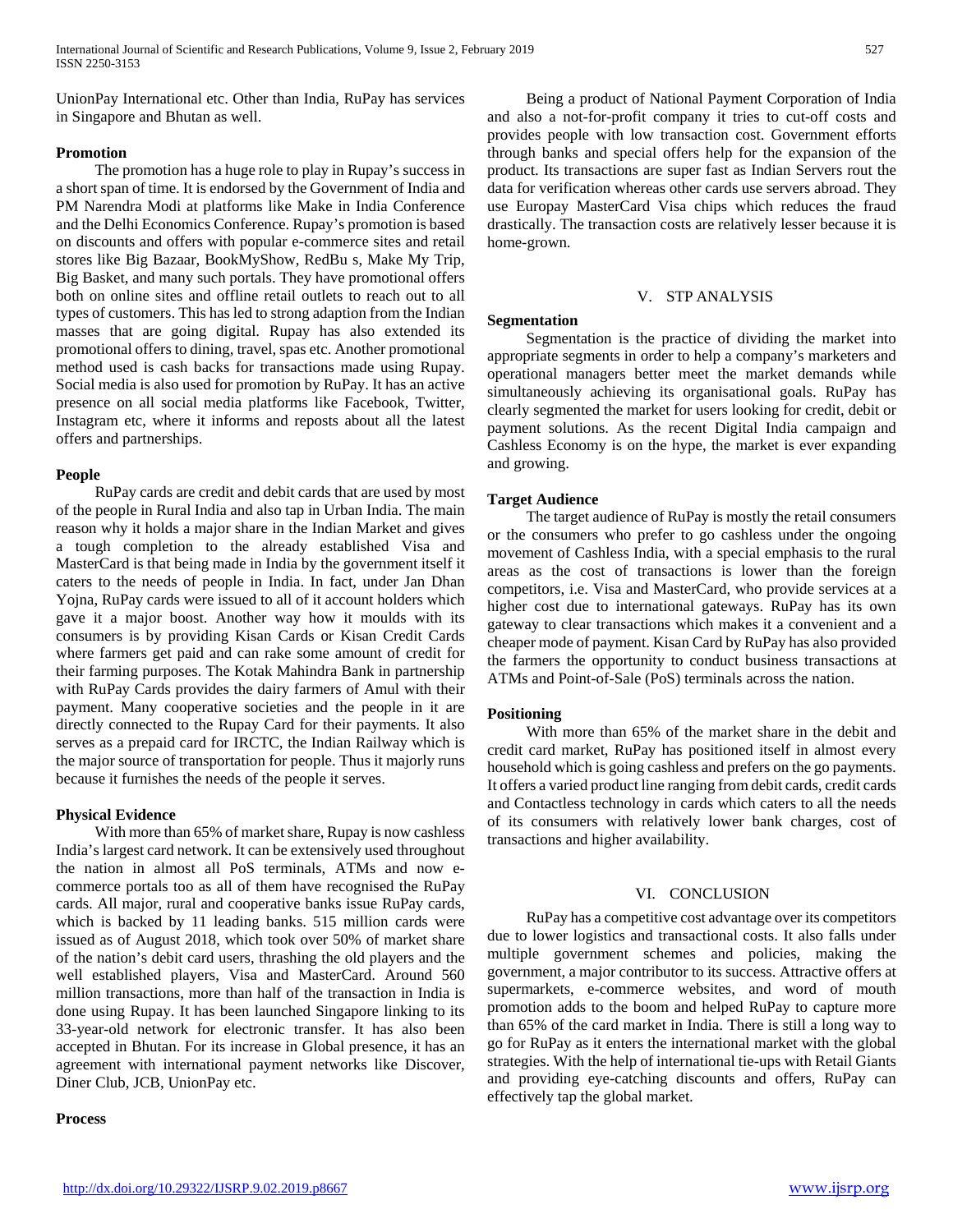UnionPay International etc. Other than India, RuPay has services in Singapore and Bhutan as well.

**Promotion**

The promotion has a huge role to play in Rupay's success in a short span of time. It is endorsed by the Government of India and PM Narendra Modi at platforms like Make in India Conference and the Delhi Economics Conference. Rupay's promotion is based on discounts and offers with popular e-commerce sites and retail stores like Big Bazaar, BookMyShow, RedBu s, Make My Trip, Big Basket, and many such portals. They have promotional offers both on online sites and offline retail outlets to reach out to all types of customers. This has led to strong adaption from the Indian masses that are going digital. Rupay has also extended its promotional offers to dining, travel, spas etc. Another promotional method used is cash backs for transactions made using Rupay. Social media is also used for promotion by RuPay. It has an active presence on all social media platforms like Facebook, Twitter, Instagram etc, where it informs and reposts about all the latest offers and partnerships.

**People**

RuPay cards are credit and debit cards that are used by most of the people in Rural India and also tap in Urban India. The main reason why it holds a major share in the Indian Market and gives a tough completion to the already established Visa and MasterCard is that being made in India by the government itself it caters to the needs of people in India. In fact, under Jan Dhan Yojna, RuPay cards were issued to all of it account holders which gave it a major boost. Another way how it moulds with its consumers is by providing Kisan Cards or Kisan Credit Cards where farmers get paid and can rake some amount of credit for their farming purposes. The Kotak Mahindra Bank in partnership with RuPay Cards provides the dairy farmers of Amul with their payment. Many cooperative societies and the people in it are directly connected to the Rupay Card for their payments. It also serves as a prepaid card for IRCTC, the Indian Railway which is the major source of transportation for people. Thus it majorly runs because it furnishes the needs of the people it serves.

**Physical Evidence**

With more than 65% of market share, Rupay is now cashless India's largest card network. It can be extensively used throughout the nation in almost all PoS terminals, ATMs and now e-commerce portals too as all of them have recognised the RuPay cards. All major, rural and cooperative banks issue RuPay cards, which is backed by 11 leading banks. 515 million cards were issued as of August 2018, which took over 50% of market share of the nation's debit card users, thrashing the old players and the well established players, Visa and MasterCard. Around 560 million transactions, more than half of the transaction in India is done using Rupay. It has been launched Singapore linking to its 33-year-old network for electronic transfer. It has also been accepted in Bhutan. For its increase in Global presence, it has an agreement with international payment networks like Discover, Diner Club, JCB, UnionPay etc.

**Process**

Being a product of National Payment Corporation of India and also a not-for-profit company it tries to cut-off costs and provides people with low transaction cost. Government efforts through banks and special offers help for the expansion of the product. Its transactions are super fast as Indian Servers rout the data for verification whereas other cards use servers abroad. They use Europay MasterCard Visa chips which reduces the fraud drastically. The transaction costs are relatively lesser because it is home-grown.

## V. STP ANALYSIS

**Segmentation**

Segmentation is the practice of dividing the market into appropriate segments in order to help a company's marketers and operational managers better meet the market demands while simultaneously achieving its organisational goals. RuPay has clearly segmented the market for users looking for credit, debit or payment solutions. As the recent Digital India campaign and Cashless Economy is on the hype, the market is ever expanding and growing.

**Target Audience**

The target audience of RuPay is mostly the retail consumers or the consumers who prefer to go cashless under the ongoing movement of Cashless India, with a special emphasis to the rural areas as the cost of transactions is lower than the foreign competitors, i.e. Visa and MasterCard, who provide services at a higher cost due to international gateways. RuPay has its own gateway to clear transactions which makes it a convenient and a cheaper mode of payment. Kisan Card by RuPay has also provided the farmers the opportunity to conduct business transactions at ATMs and Point-of-Sale (PoS) terminals across the nation.

**Positioning**

With more than 65% of the market share in the debit and credit card market, RuPay has positioned itself in almost every household which is going cashless and prefers on the go payments. It offers a varied product line ranging from debit cards, credit cards and Contactless technology in cards which caters to all the needs of its consumers with relatively lower bank charges, cost of transactions and higher availability.

## VI. CONCLUSION

RuPay has a competitive cost advantage over its competitors due to lower logistics and transactional costs. It also falls under multiple government schemes and policies, making the government, a major contributor to its success. Attractive offers at supermarkets, e-commerce websites, and word of mouth promotion adds to the boom and helped RuPay to capture more than 65% of the card market in India. There is still a long way to go for RuPay as it enters the international market with the global strategies. With the help of international tie-ups with Retail Giants and providing eye-catching discounts and offers, RuPay can effectively tap the global market.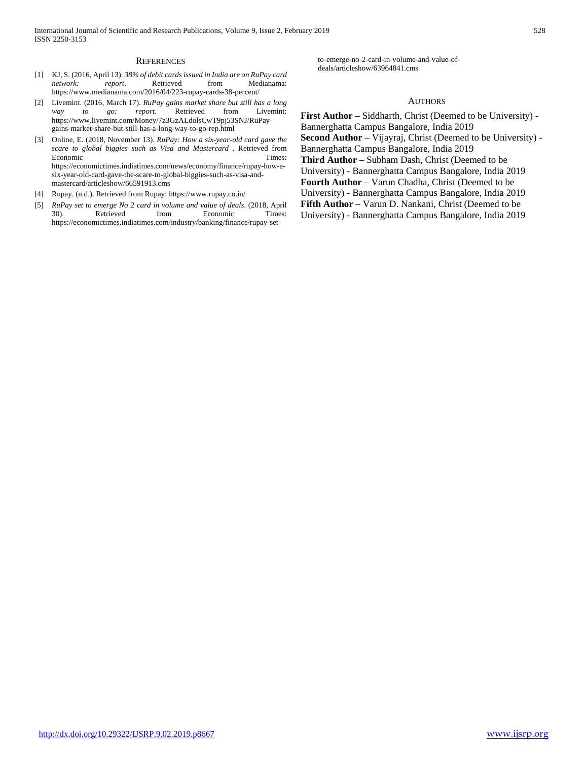## REFERENCES

[1] KJ, S. (2016, April 13). *38% of debit cards issued in India are on RuPay card network: report*. Retrieved from Medianama: https://www.medianama.com/2016/04/223-rupay-cards-38-percent/

[2] Livemint. (2016, March 17). *RuPay gains market share but still has a long way to go: report*. Retrieved from Livemint: https://www.livemint.com/Money/7z3GzALdolsCwT9pj53SNJ/RuPay-gains-market-share-but-still-has-a-long-way-to-go-rep.html

[3] Online, E. (2018, November 13). *RuPay: How a six-year-old card gave the scare to global biggies such as Visa and Mastercard* . Retrieved from Economic Times: https://economictimes.indiatimes.com/news/economy/finance/rupay-how-a-six-year-old-card-gave-the-scare-to-global-biggies-such-as-visa-and-mastercard/articleshow/66591913.cms

[4] Rupay. (n.d.). Retrieved from Rupay: https://www.rupay.co.in/

[5] *RuPay set to emerge No 2 card in volume and value of deals*. (2018, April 30). Retrieved from Economic Times: https://economictimes.indiatimes.com/industry/banking/finance/rupay-set-to-emerge-no-2-card-in-volume-and-value-of-deals/articleshow/63964841.cms

## AUTHORS

**First Author** – Siddharth, Christ (Deemed to be University) - Bannerghatta Campus Bangalore, India 2019

**Second Author** – Vijayraj, Christ (Deemed to be University) - Bannerghatta Campus Bangalore, India 2019

**Third Author** – Subham Dash, Christ (Deemed to be University) - Bannerghatta Campus Bangalore, India 2019

**Fourth Author** – Varun Chadha, Christ (Deemed to be University) - Bannerghatta Campus Bangalore, India 2019

**Fifth Author** – Varun D. Nankani, Christ (Deemed to be University) - Bannerghatta Campus Bangalore, India 2019